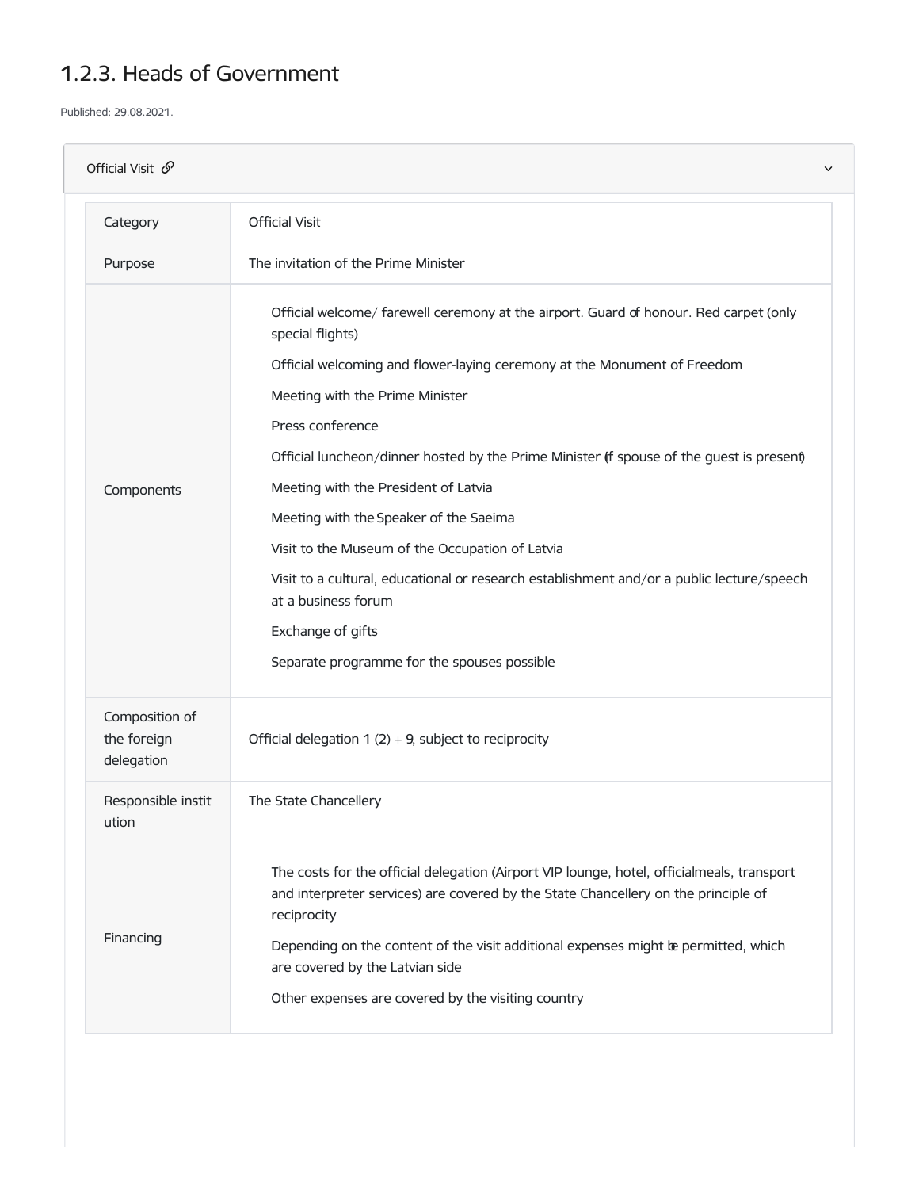# 1.2.3. Heads of Government

Published: 29.08.2021.

## Official Visit

| Category | Official Visit |
|---|---|
| Purpose | The invitation of the Prime Minister |
| Components | Official welcome/ farewell ceremony at the airport. Guard of honour. Red carpet (only special flights)<br>Official welcoming and flower-laying ceremony at the Monument of Freedom<br>Meeting with the Prime Minister<br>Press conference<br>Official luncheon/dinner hosted by the Prime Minister (if spouse of the guest is present)<br>Meeting with the President of Latvia<br>Meeting with the Speaker of the Saeima<br>Visit to the Museum of the Occupation of Latvia<br>Visit to a cultural, educational or research establishment and/or a public lecture/speech at a business forum<br>Exchange of gifts<br>Separate programme for the spouses possible |
| Composition of the foreign delegation | Official delegation 1 (2) + 9, subject to reciprocity |
| Responsible institution | The State Chancellery |
| Financing | The costs for the official delegation (Airport VIP lounge, hotel, officialmeals, transport and interpreter services) are covered by the State Chancellery on the principle of reciprocity<br>Depending on the content of the visit additional expenses might be permitted, which are covered by the Latvian side<br>Other expenses are covered by the visiting country |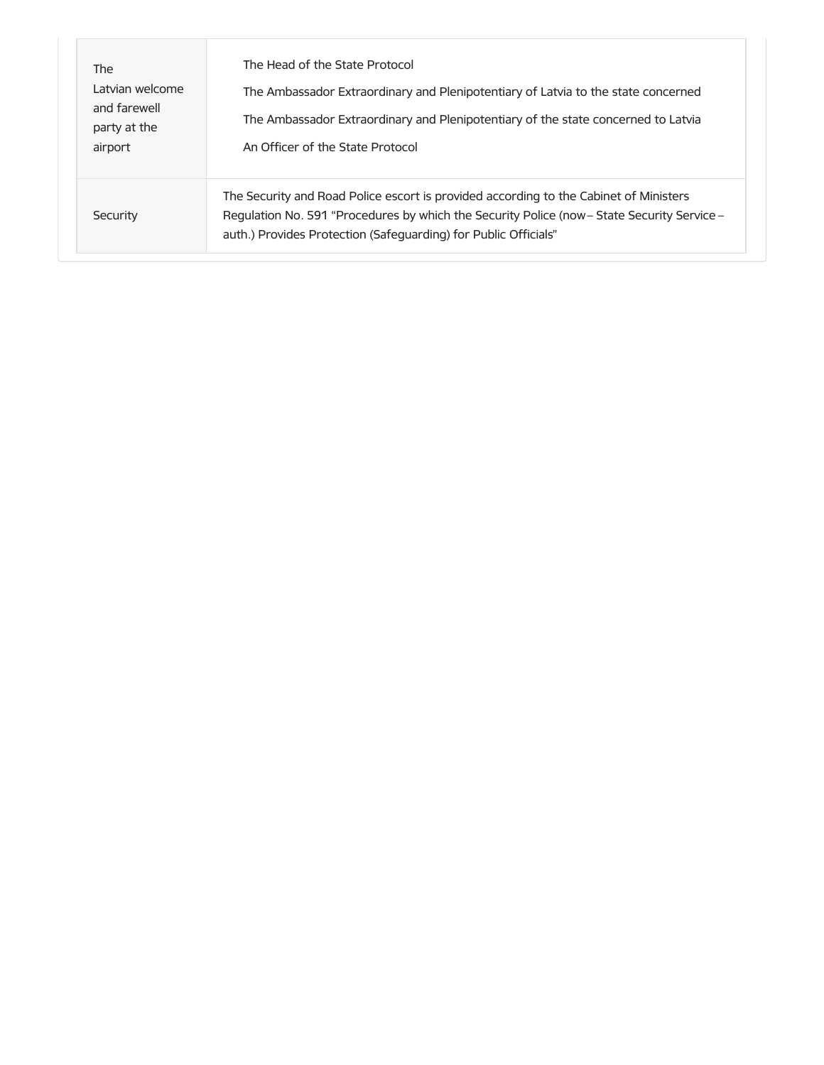| | |
|---|---|
| The Latvian welcome and farewell party at the airport | The Head of the State Protocol<br>The Ambassador Extraordinary and Plenipotentiary of Latvia to the state concerned<br>The Ambassador Extraordinary and Plenipotentiary of the state concerned to Latvia<br>An Officer of the State Protocol |
| Security | The Security and Road Police escort is provided according to the Cabinet of Ministers Regulation No. 591 “Procedures by which the Security Police (now – State Security Service – auth.) Provides Protection (Safeguarding) for Public Officials” |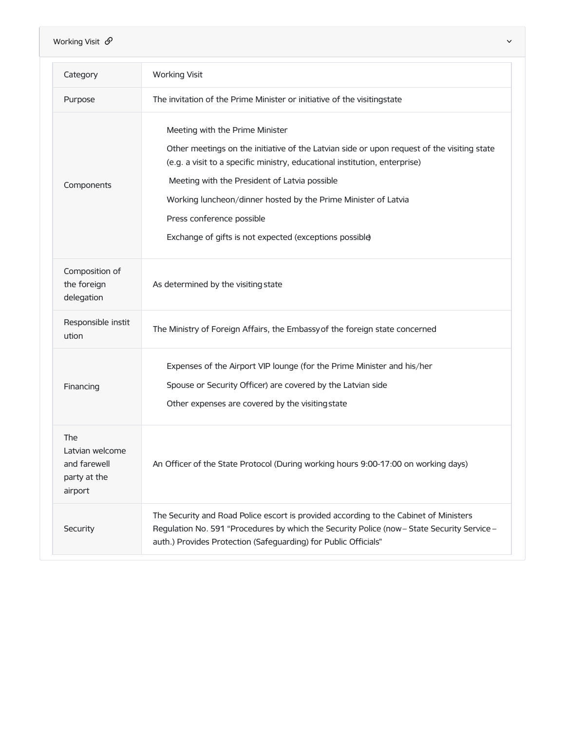Working Visit

| Category | Working Visit |
| --- | --- |
| Purpose | The invitation of the Prime Minister or initiative of the visitingstate |
| Components | Meeting with the Prime Minister<br>Other meetings on the initiative of the Latvian side or upon request of the visiting state (e.g. a visit to a specific ministry, educational institution, enterprise)<br>Meeting with the President of Latvia possible<br>Working luncheon/dinner hosted by the Prime Minister of Latvia<br>Press conference possible<br>Exchange of gifts is not expected (exceptions possible) |
| Composition of the foreign delegation | As determined by the visiting state |
| Responsible institution | The Ministry of Foreign Affairs, the Embassy of the foreign state concerned |
| Financing | Expenses of the Airport VIP lounge (for the Prime Minister and his/her Spouse or Security Officer) are covered by the Latvian side<br>Other expenses are covered by the visiting state |
| The Latvian welcome and farewell party at the airport | An Officer of the State Protocol (During working hours 9:00-17:00 on working days) |
| Security | The Security and Road Police escort is provided according to the Cabinet of Ministers Regulation No. 591 "Procedures by which the Security Police (now – State Security Service – auth.) Provides Protection (Safeguarding) for Public Officials" |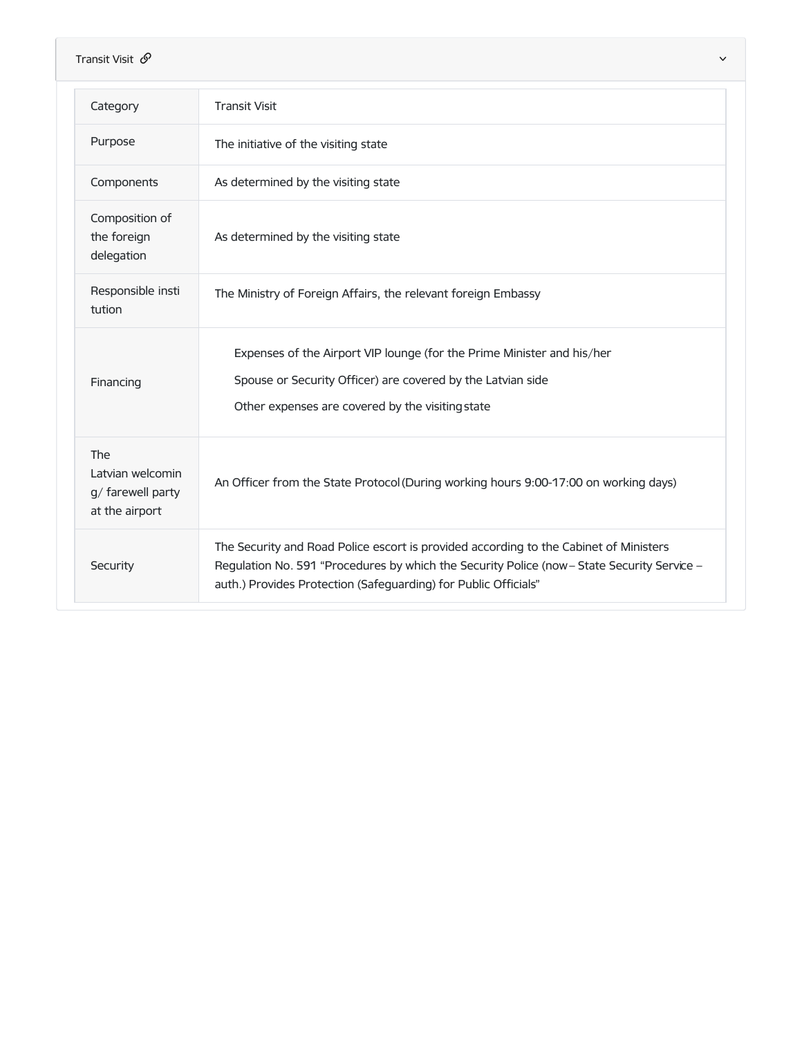## Transit Visit

| Category | Transit Visit |
|---|---|
| Purpose | The initiative of the visiting state |
| Components | As determined by the visiting state |
| Composition of the foreign delegation | As determined by the visiting state |
| Responsible institution | The Ministry of Foreign Affairs, the relevant foreign Embassy |
| Financing | Expenses of the Airport VIP lounge (for the Prime Minister and his/her Spouse or Security Officer) are covered by the Latvian side<br>Other expenses are covered by the visiting state |
| The Latvian welcoming/ farewell party at the airport | An Officer from the State Protocol (During working hours 9:00-17:00 on working days) |
| Security | The Security and Road Police escort is provided according to the Cabinet of Ministers Regulation No. 591 “Procedures by which the Security Police (now – State Security Service – auth.) Provides Protection (Safeguarding) for Public Officials” |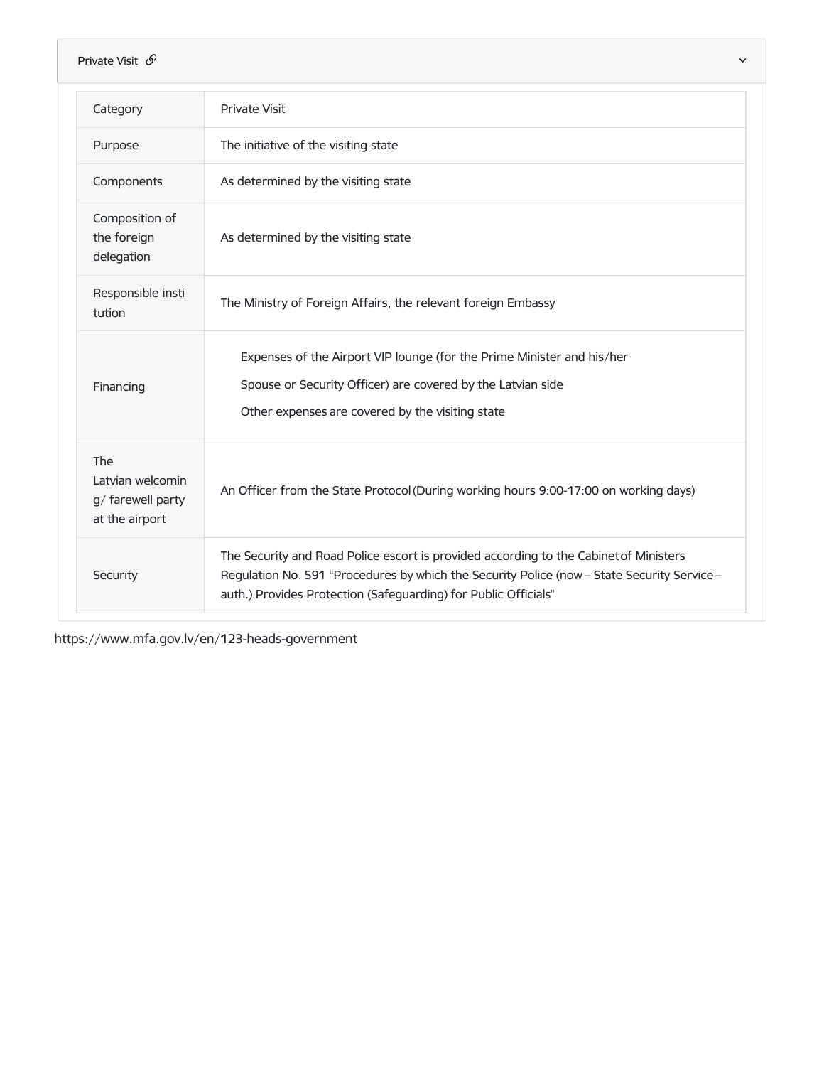Private Visit

| | |
|---|---|
| Category | Private Visit |
| Purpose | The initiative of the visiting state |
| Components | As determined by the visiting state |
| Composition of the foreign delegation | As determined by the visiting state |
| Responsible institution | The Ministry of Foreign Affairs, the relevant foreign Embassy |
| Financing | Expenses of the Airport VIP lounge (for the Prime Minister and his/her Spouse or Security Officer) are covered by the Latvian side<br>Other expenses are covered by the visiting state |
| The Latvian welcoming/ farewell party at the airport | An Officer from the State Protocol (During working hours 9:00-17:00 on working days) |
| Security | The Security and Road Police escort is provided according to the Cabinet of Ministers Regulation No. 591 "Procedures by which the Security Police (now – State Security Service – auth.) Provides Protection (Safeguarding) for Public Officials" |

https://www.mfa.gov.lv/en/123-heads-government